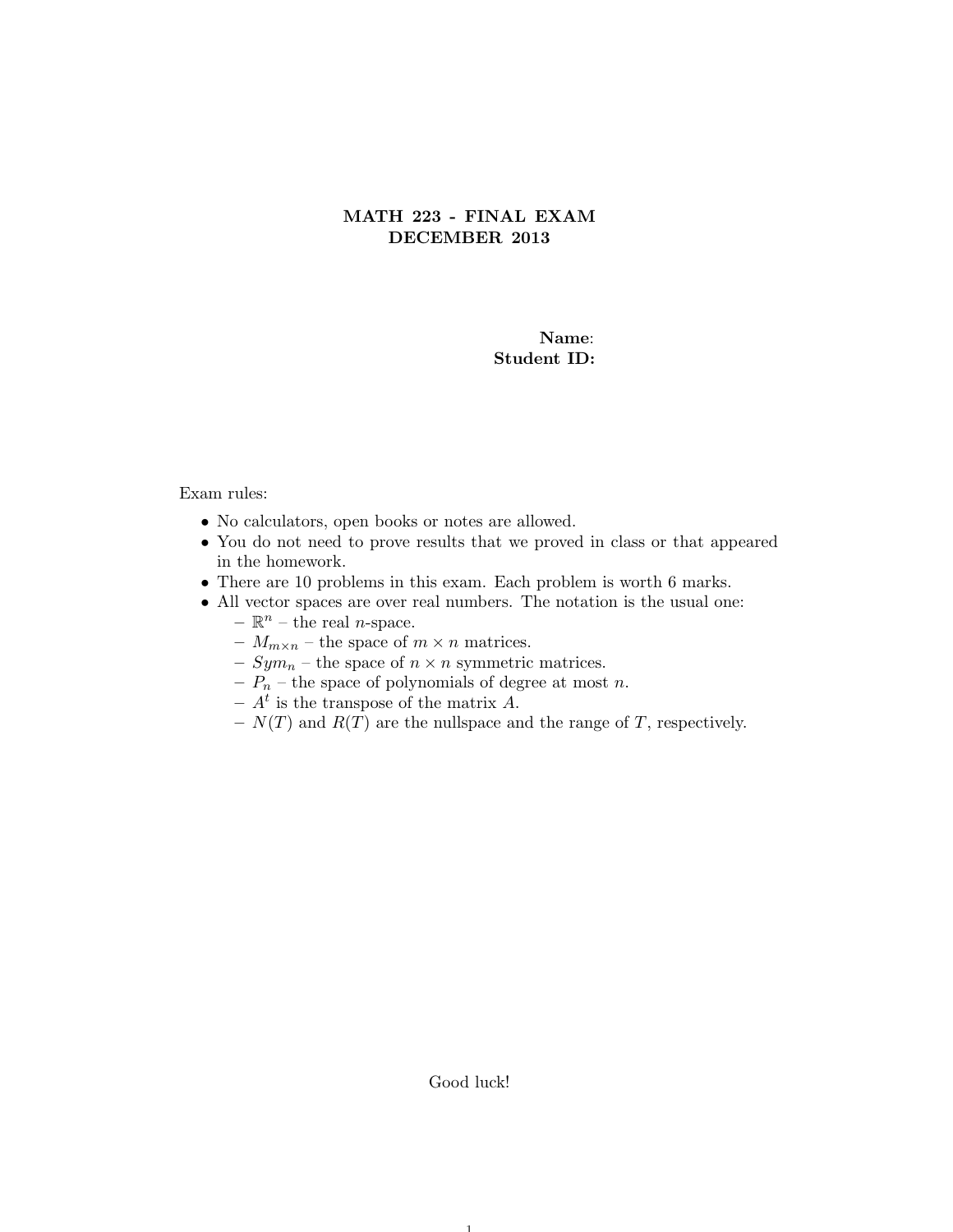# MATH 223 - FINAL EXAM
## DECEMBER 2013

**Name**:
**Student ID:**

Exam rules:

- No calculators, open books or notes are allowed.
- You do not need to prove results that we proved in class or that appeared in the homework.
- There are 10 problems in this exam. Each problem is worth 6 marks.
- All vector spaces are over real numbers. The notation is the usual one:
  - $\mathbb{R}^n$ – the real $n$-space.
  - $M_{m\times n}$ – the space of $m \times n$ matrices.
  - $Sym_n$ – the space of $n \times n$ symmetric matrices.
  - $P_n$ – the space of polynomials of degree at most $n$.
  - $A^t$ is the transpose of the matrix $A$.
  - $N(T)$ and $R(T)$ are the nullspace and the range of $T$, respectively.

Good luck!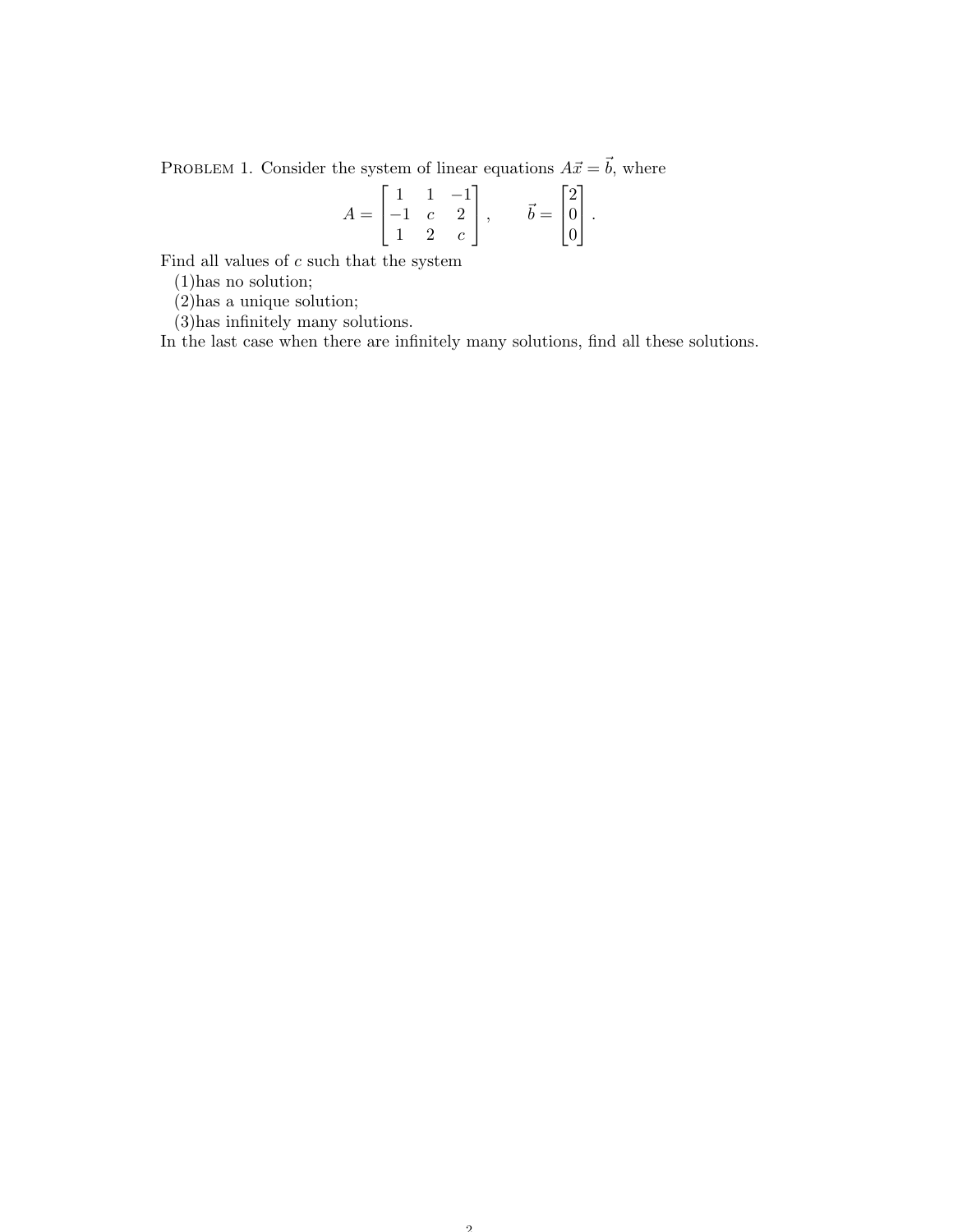PROBLEM 1. Consider the system of linear equations $A\vec{x} = \vec{b}$, where

$$A = \begin{bmatrix} 1 & 1 & -1 \\ -1 & c & 2 \\ 1 & 2 & c \end{bmatrix}, \qquad \vec{b} = \begin{bmatrix} 2 \\ 0 \\ 0 \end{bmatrix}.$$

Find all values of $c$ such that the system

(1)has no solution;

(2)has a unique solution;

(3)has infinitely many solutions.

In the last case when there are infinitely many solutions, find all these solutions.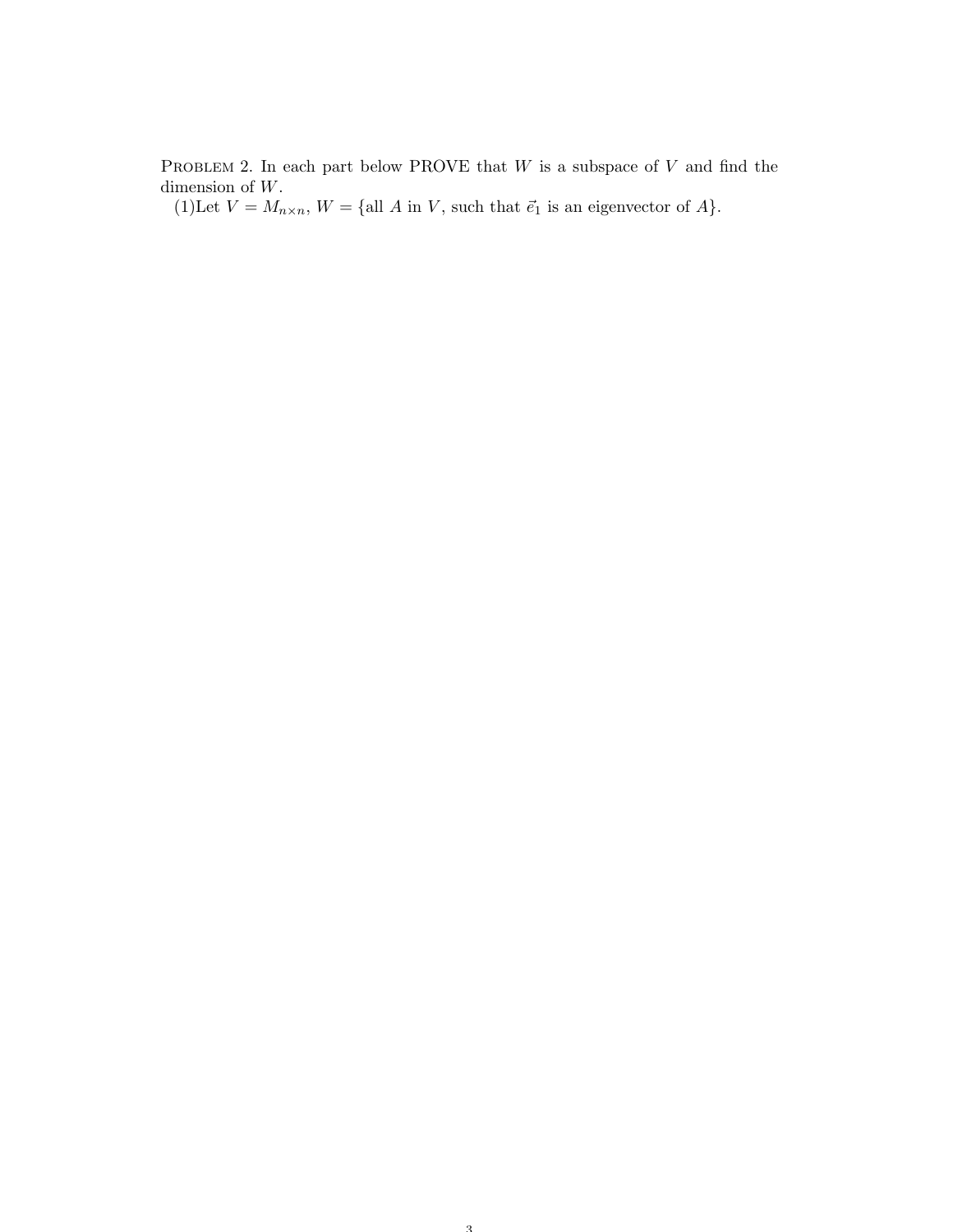PROBLEM 2. In each part below PROVE that $W$ is a subspace of $V$ and find the dimension of $W$.

(1)Let $V = M_{n \times n}$, $W = \{$all $A$ in $V$, such that $\vec{e}_1$ is an eigenvector of $A\}$.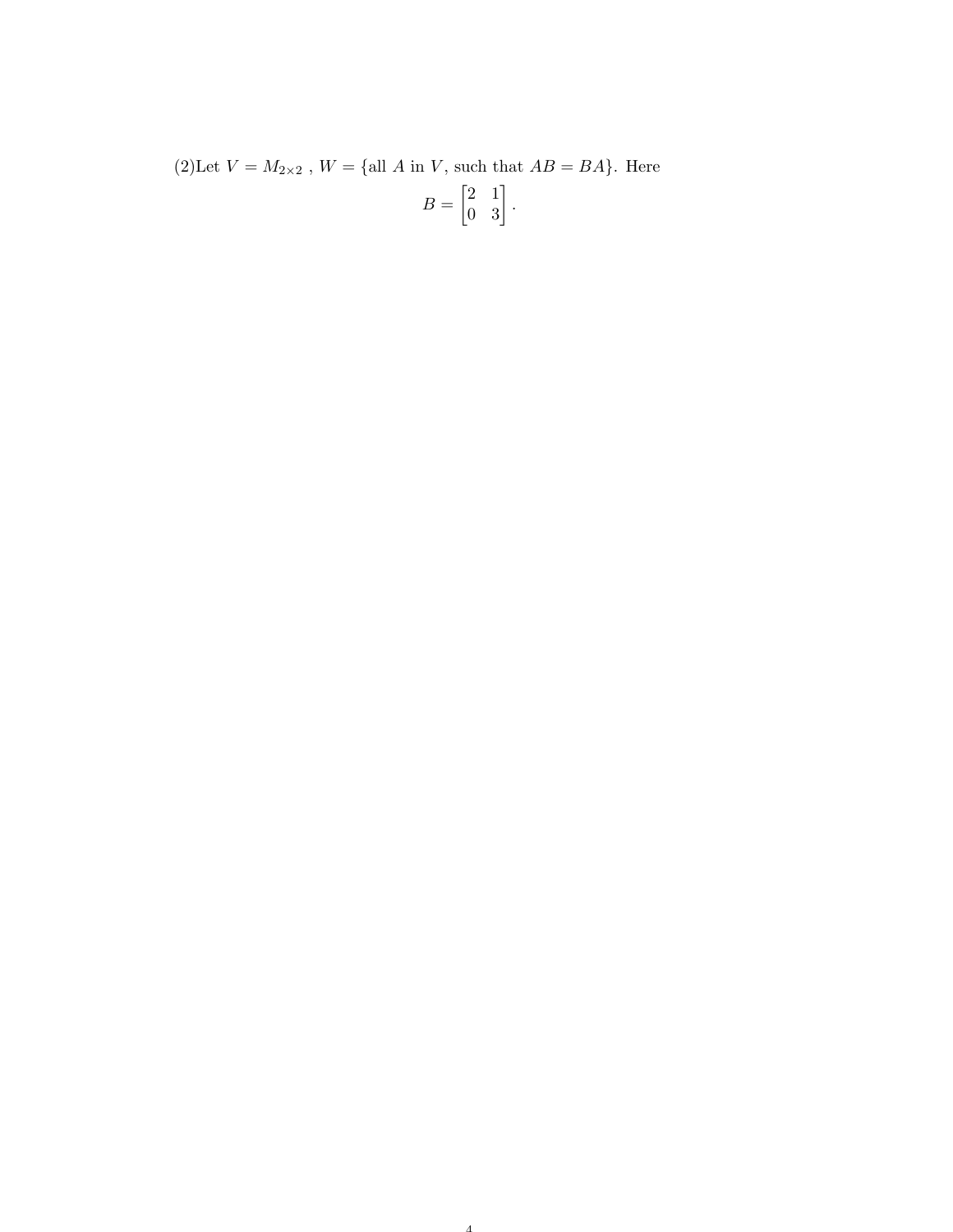(2)Let $V = M_{2\times 2}$ , $W = \{\text{all } A \text{ in } V, \text{ such that } AB = BA\}$. Here

$$B = \begin{bmatrix} 2 & 1 \\ 0 & 3 \end{bmatrix}.$$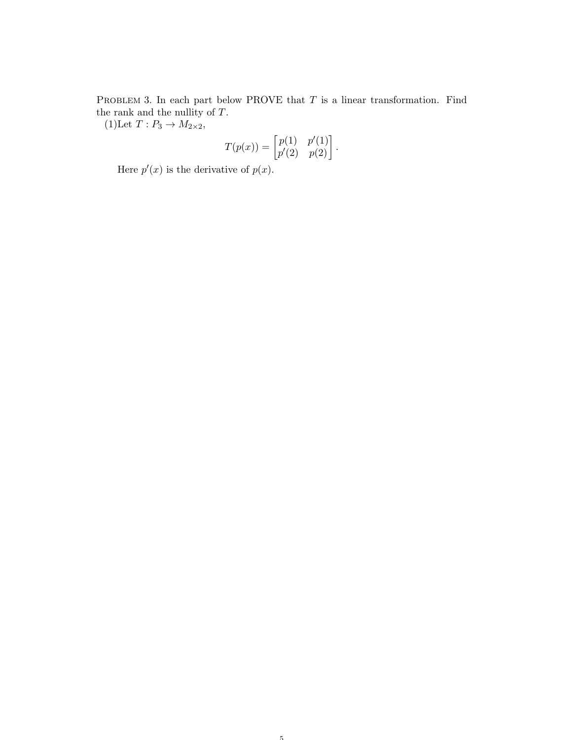PROBLEM 3. In each part below PROVE that $T$ is a linear transformation. Find the rank and the nullity of $T$.

(1)Let $T : P_3 \to M_{2\times 2}$,

$$T(p(x)) = \begin{bmatrix} p(1) & p'(1) \\ p'(2) & p(2) \end{bmatrix}.$$

Here $p'(x)$ is the derivative of $p(x)$.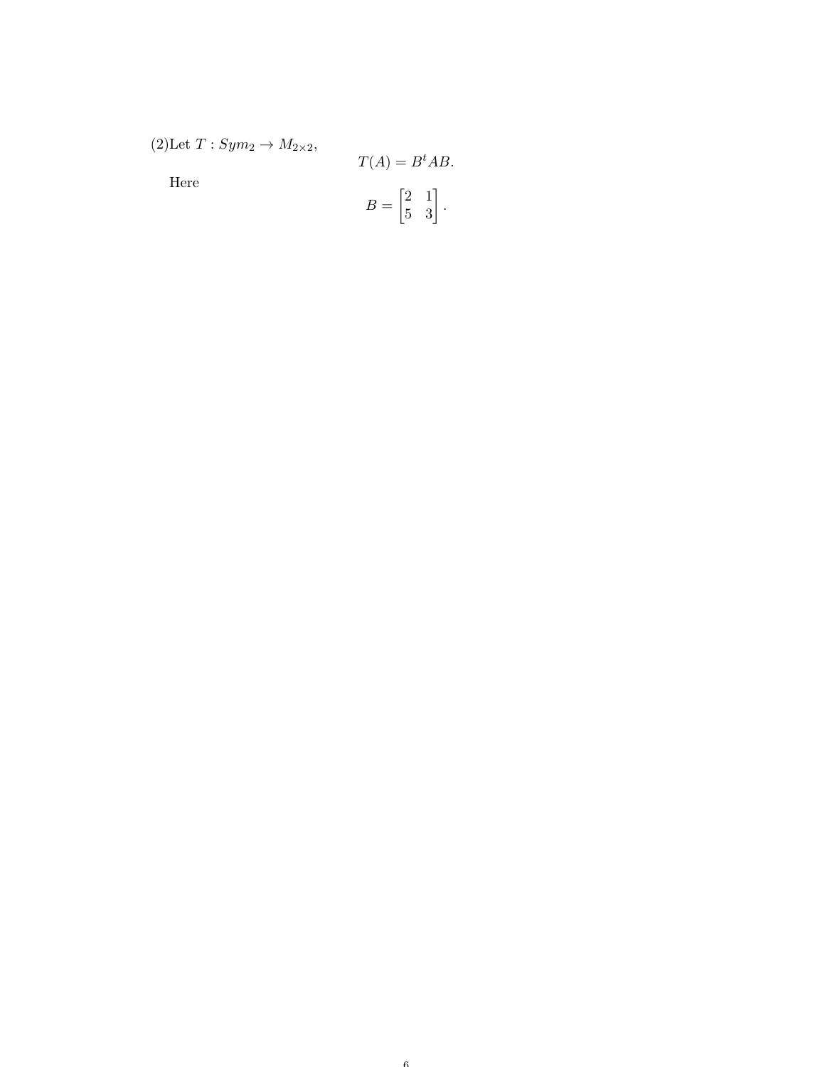(2)Let $T : Sym_2 \to M_{2\times 2}$,

$$T(A) = B^t AB.$$

Here

$$B = \begin{bmatrix} 2 & 1 \\ 5 & 3 \end{bmatrix}.$$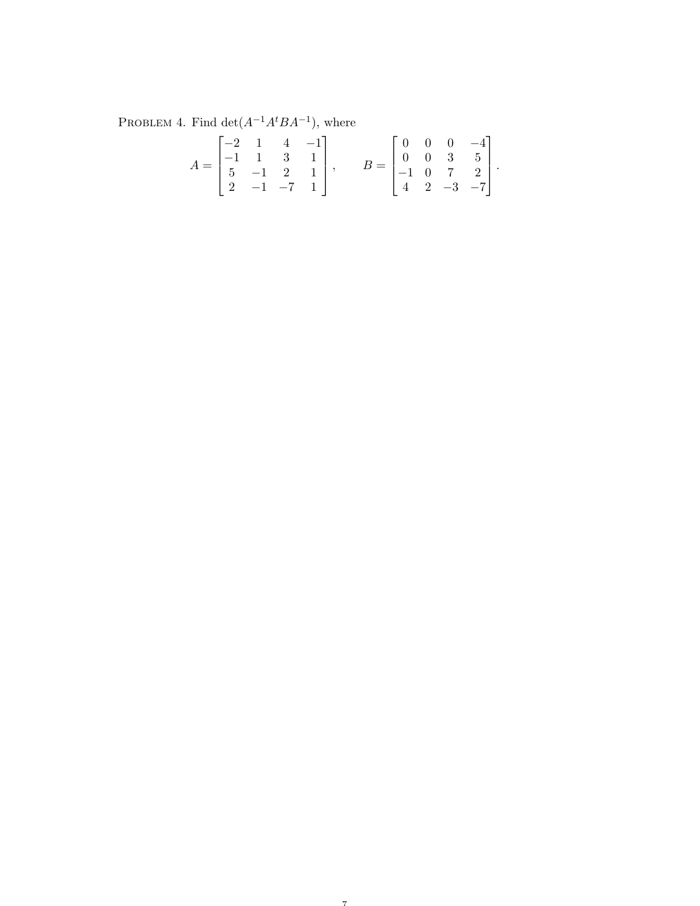PROBLEM 4. Find $\det(A^{-1}A^tBA^{-1})$, where

$$A = \begin{bmatrix} -2 & 1 & 4 & -1 \\ -1 & 1 & 3 & 1 \\ 5 & -1 & 2 & 1 \\ 2 & -1 & -7 & 1 \end{bmatrix}, \qquad B = \begin{bmatrix} 0 & 0 & 0 & -4 \\ 0 & 0 & 3 & 5 \\ -1 & 0 & 7 & 2 \\ 4 & 2 & -3 & -7 \end{bmatrix}.$$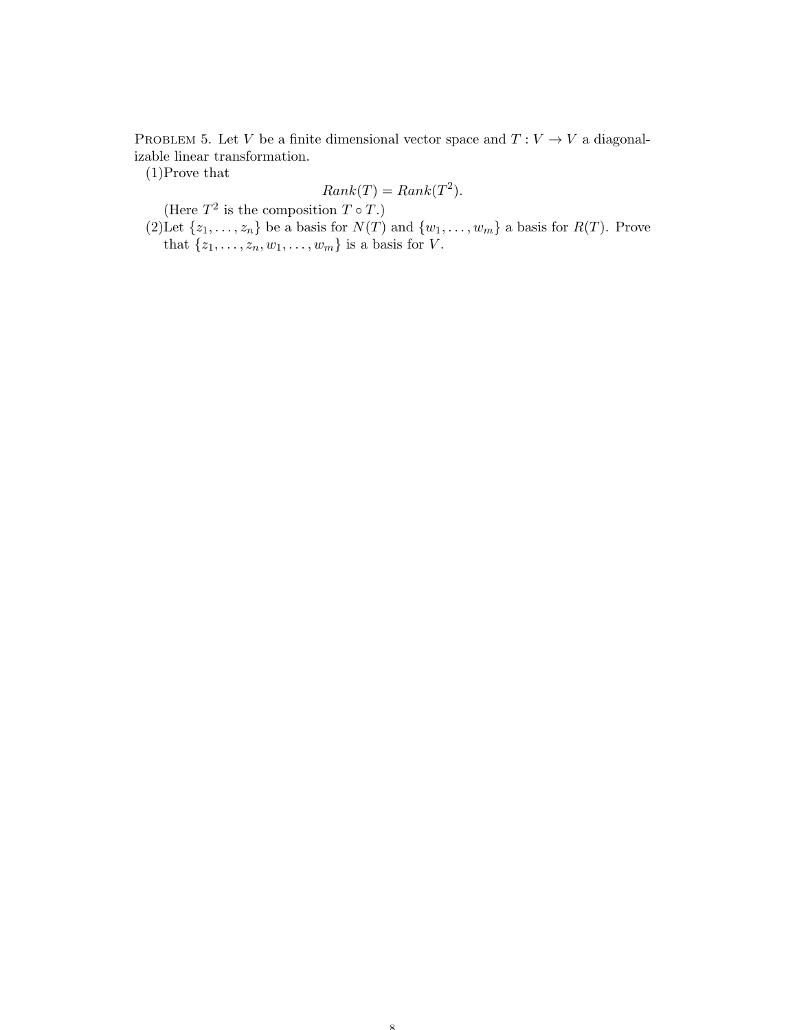Problem 5. Let $V$ be a finite dimensional vector space and $T : V \to V$ a diagonalizable linear transformation.

(1)Prove that

$$Rank(T) = Rank(T^2).$$

(Here $T^2$ is the composition $T \circ T$.)

(2)Let $\{z_1, \ldots, z_n\}$ be a basis for $N(T)$ and $\{w_1, \ldots, w_m\}$ a basis for $R(T)$. Prove that $\{z_1, \ldots, z_n, w_1, \ldots, w_m\}$ is a basis for $V$.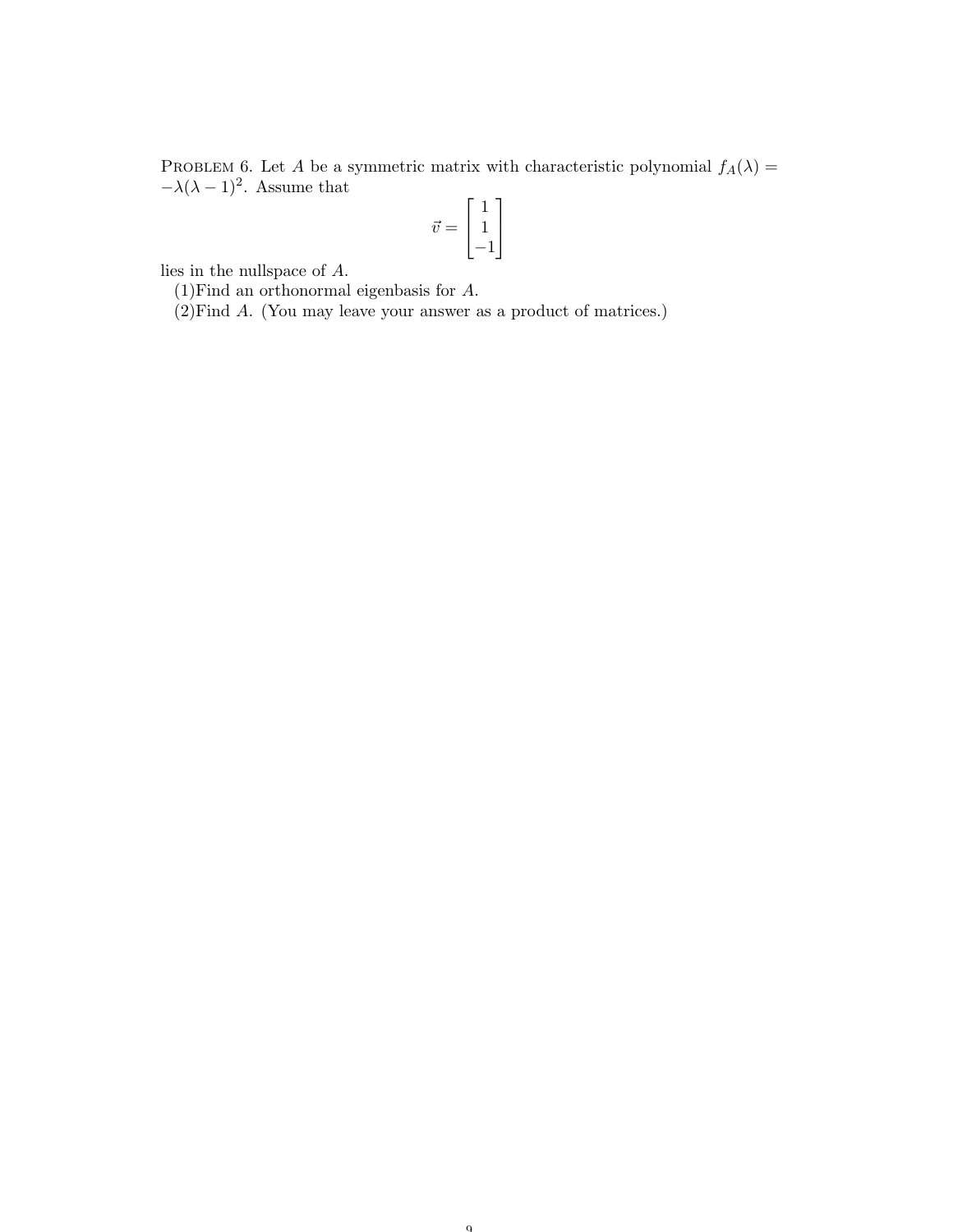**Problem 6.** Let $A$ be a symmetric matrix with characteristic polynomial $f_A(\lambda) = -\lambda(\lambda - 1)^2$. Assume that

$$\vec{v} = \begin{bmatrix} 1 \\ 1 \\ -1 \end{bmatrix}$$

lies in the nullspace of $A$.

(1) Find an orthonormal eigenbasis for $A$.

(2) Find $A$. (You may leave your answer as a product of matrices.)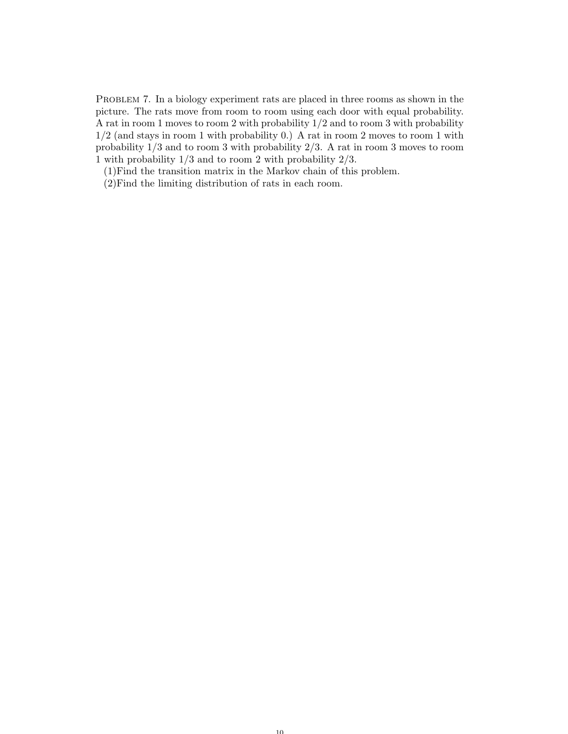Problem 7. In a biology experiment rats are placed in three rooms as shown in the picture. The rats move from room to room using each door with equal probability. A rat in room 1 moves to room 2 with probability $1/2$ and to room 3 with probability $1/2$ (and stays in room 1 with probability 0.) A rat in room 2 moves to room 1 with probability $1/3$ and to room 3 with probability $2/3$. A rat in room 3 moves to room 1 with probability $1/3$ and to room 2 with probability $2/3$.

(1)Find the transition matrix in the Markov chain of this problem.

(2)Find the limiting distribution of rats in each room.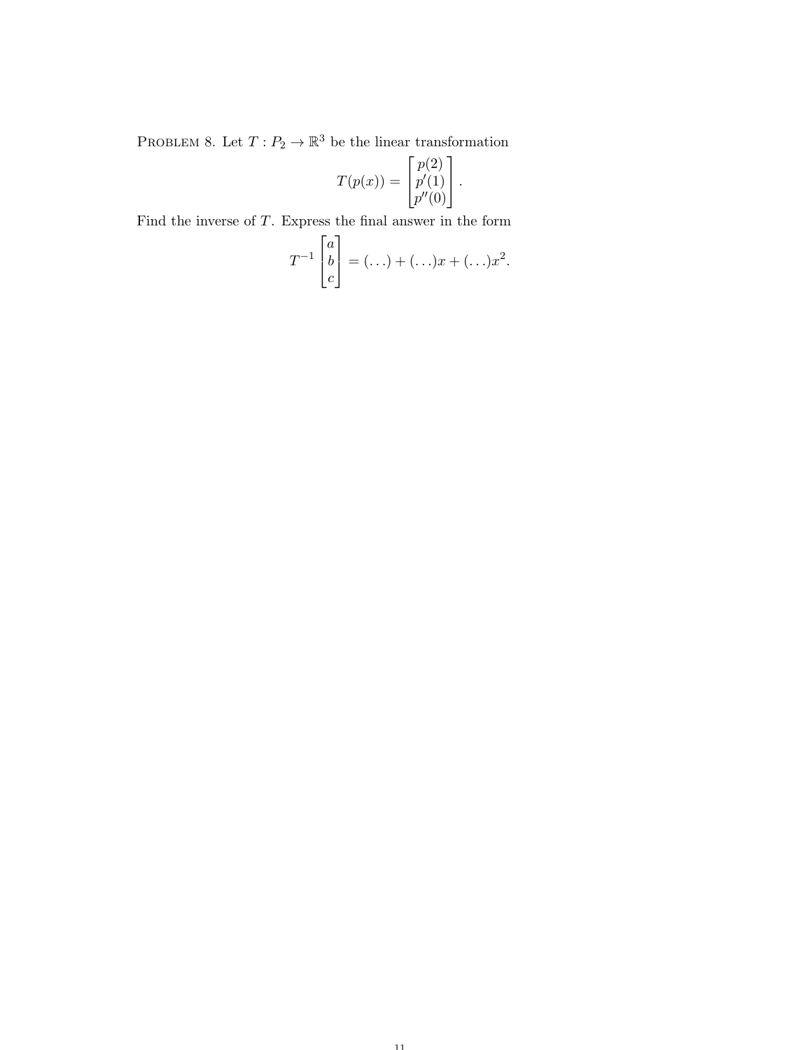PROBLEM 8. Let $T : P_2 \to \mathbb{R}^3$ be the linear transformation

$$T(p(x)) = \begin{bmatrix} p(2) \\ p'(1) \\ p''(0) \end{bmatrix}.$$

Find the inverse of $T$. Express the final answer in the form

$$T^{-1} \begin{bmatrix} a \\ b \\ c \end{bmatrix} = (\ldots) + (\ldots)x + (\ldots)x^2.$$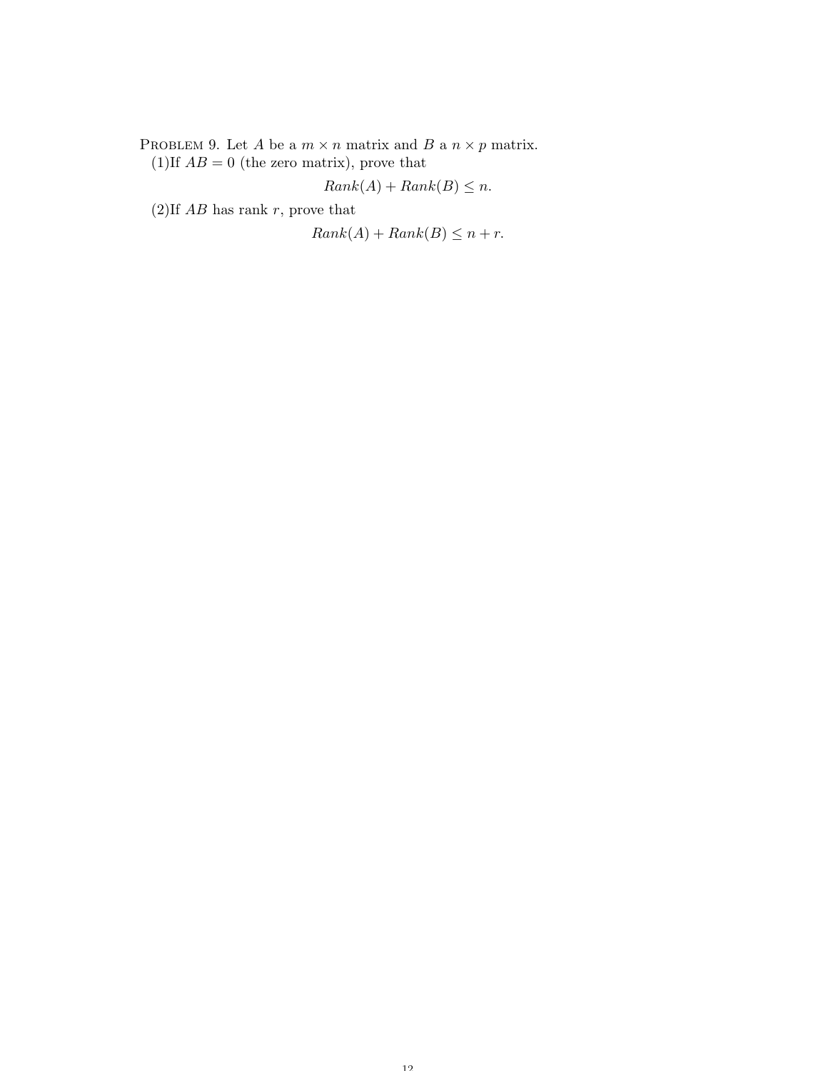Problem 9. Let $A$ be a $m \times n$ matrix and $B$ a $n \times p$ matrix.

(1) If $AB = 0$ (the zero matrix), prove that

$$Rank(A) + Rank(B) \leq n.$$

(2) If $AB$ has rank $r$, prove that

$$Rank(A) + Rank(B) \leq n + r.$$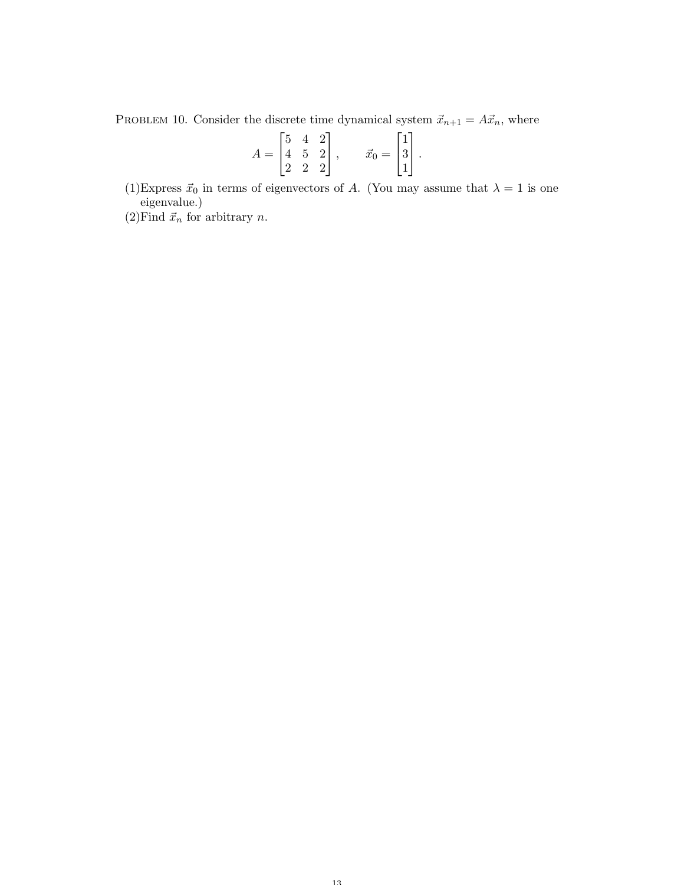PROBLEM 10. Consider the discrete time dynamical system $\vec{x}_{n+1} = A\vec{x}_n$, where

$$A = \begin{bmatrix} 5 & 4 & 2 \\ 4 & 5 & 2 \\ 2 & 2 & 2 \end{bmatrix}, \qquad \vec{x}_0 = \begin{bmatrix} 1 \\ 3 \\ 1 \end{bmatrix}.$$

(1)Express $\vec{x}_0$ in terms of eigenvectors of $A$. (You may assume that $\lambda = 1$ is one eigenvalue.)

(2)Find $\vec{x}_n$ for arbitrary $n$.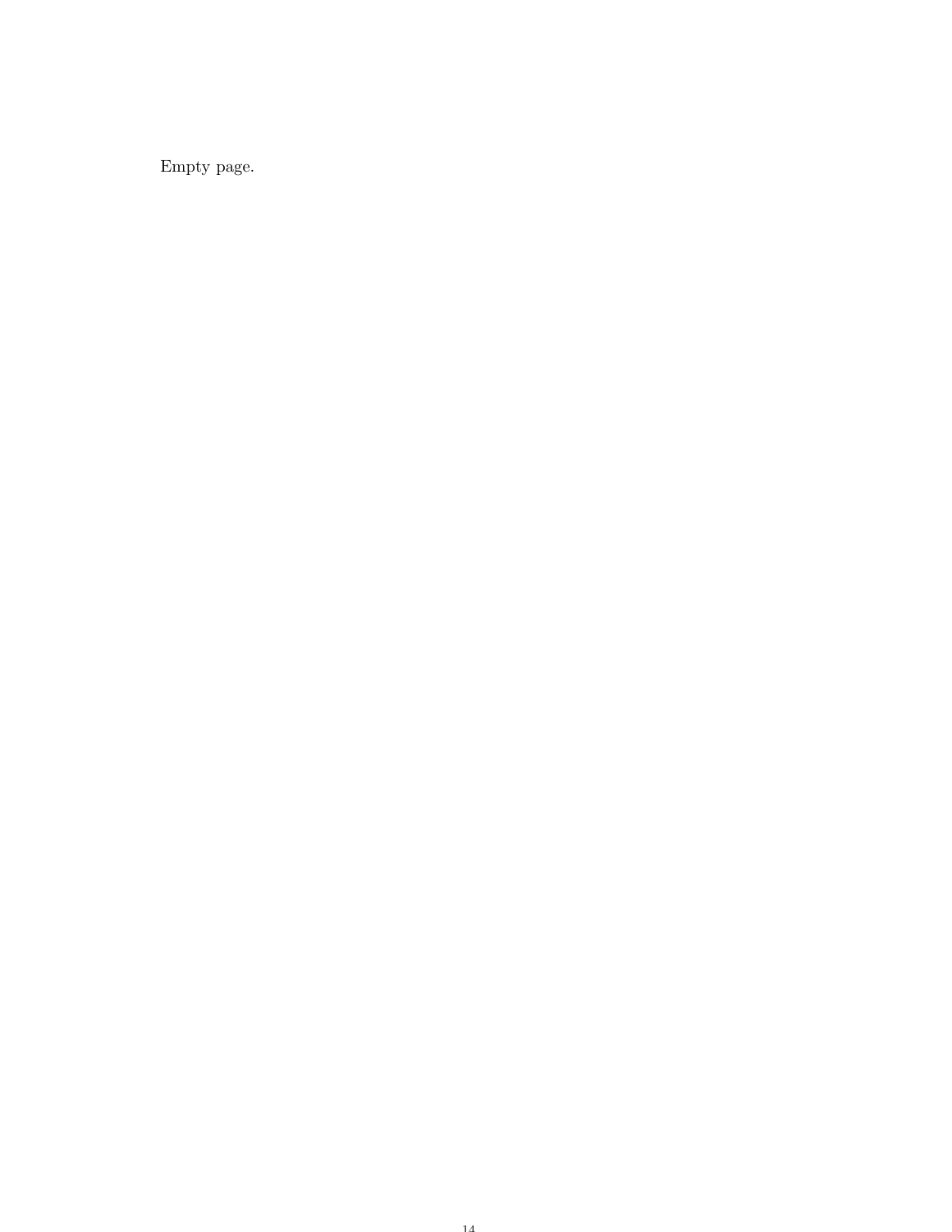Empty page.